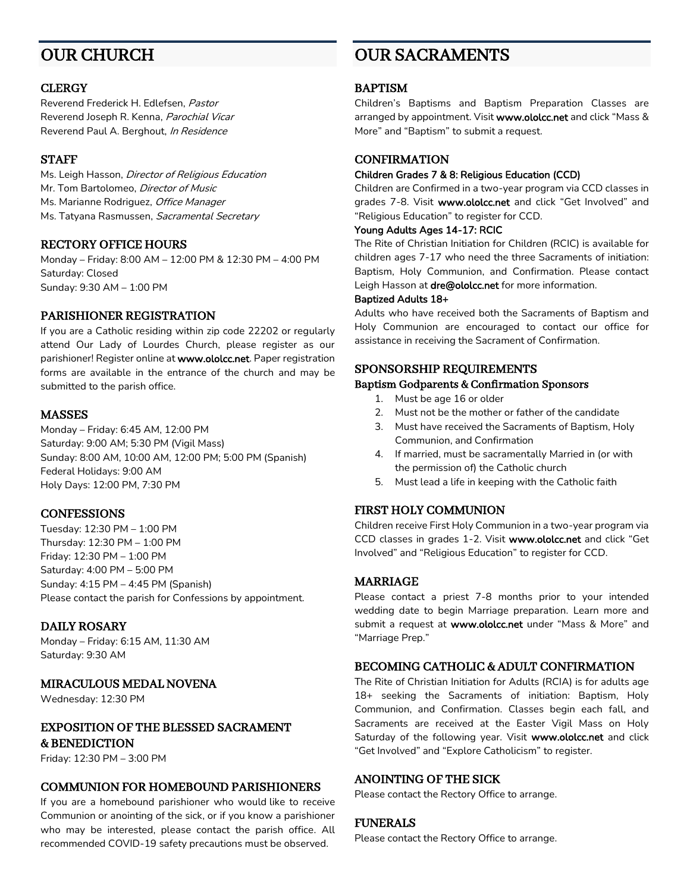# OUR CHURCH

## CLERGY

Reverend Frederick H. Edlefsen, *Pastor*
Reverend Joseph R. Kenna, *Parochial Vicar*
Reverend Paul A. Berghout, *In Residence*

## STAFF

Ms. Leigh Hasson, *Director of Religious Education*
Mr. Tom Bartolomeo, *Director of Music*
Ms. Marianne Rodriguez, *Office Manager*
Ms. Tatyana Rasmussen, *Sacramental Secretary*

## RECTORY OFFICE HOURS

Monday – Friday: 8:00 AM – 12:00 PM & 12:30 PM – 4:00 PM
Saturday: Closed
Sunday: 9:30 AM – 1:00 PM

## PARISHIONER REGISTRATION

If you are a Catholic residing within zip code 22202 or regularly attend Our Lady of Lourdes Church, please register as our parishioner! Register online at **www.ololcc.net**. Paper registration forms are available in the entrance of the church and may be submitted to the parish office.

## MASSES

Monday – Friday: 6:45 AM, 12:00 PM
Saturday: 9:00 AM; 5:30 PM (Vigil Mass)
Sunday: 8:00 AM, 10:00 AM, 12:00 PM; 5:00 PM (Spanish)
Federal Holidays: 9:00 AM
Holy Days: 12:00 PM, 7:30 PM

## CONFESSIONS

Tuesday: 12:30 PM – 1:00 PM
Thursday: 12:30 PM – 1:00 PM
Friday: 12:30 PM – 1:00 PM
Saturday: 4:00 PM – 5:00 PM
Sunday: 4:15 PM – 4:45 PM (Spanish)
Please contact the parish for Confessions by appointment.

## DAILY ROSARY

Monday – Friday: 6:15 AM, 11:30 AM
Saturday: 9:30 AM

## MIRACULOUS MEDAL NOVENA

Wednesday: 12:30 PM

## EXPOSITION OF THE BLESSED SACRAMENT & BENEDICTION

Friday: 12:30 PM – 3:00 PM

## COMMUNION FOR HOMEBOUND PARISHIONERS

If you are a homebound parishioner who would like to receive Communion or anointing of the sick, or if you know a parishioner who may be interested, please contact the parish office. All recommended COVID-19 safety precautions must be observed.

# OUR SACRAMENTS

## BAPTISM

Children's Baptisms and Baptism Preparation Classes are arranged by appointment. Visit **www.ololcc.net** and click "Mass & More" and "Baptism" to submit a request.

## CONFIRMATION

**Children Grades 7 & 8: Religious Education (CCD)**

Children are Confirmed in a two-year program via CCD classes in grades 7-8. Visit **www.ololcc.net** and click "Get Involved" and "Religious Education" to register for CCD.

**Young Adults Ages 14-17: RCIC**

The Rite of Christian Initiation for Children (RCIC) is available for children ages 7-17 who need the three Sacraments of initiation: Baptism, Holy Communion, and Confirmation. Please contact Leigh Hasson at **dre@ololcc.net** for more information.

**Baptized Adults 18+**

Adults who have received both the Sacraments of Baptism and Holy Communion are encouraged to contact our office for assistance in receiving the Sacrament of Confirmation.

## SPONSORSHIP REQUIREMENTS

### Baptism Godparents & Confirmation Sponsors

1. Must be age 16 or older
2. Must not be the mother or father of the candidate
3. Must have received the Sacraments of Baptism, Holy Communion, and Confirmation
4. If married, must be sacramentally Married in (or with the permission of) the Catholic church
5. Must lead a life in keeping with the Catholic faith

## FIRST HOLY COMMUNION

Children receive First Holy Communion in a two-year program via CCD classes in grades 1-2. Visit **www.ololcc.net** and click "Get Involved" and "Religious Education" to register for CCD.

## MARRIAGE

Please contact a priest 7-8 months prior to your intended wedding date to begin Marriage preparation. Learn more and submit a request at **www.ololcc.net** under "Mass & More" and "Marriage Prep."

## BECOMING CATHOLIC & ADULT CONFIRMATION

The Rite of Christian Initiation for Adults (RCIA) is for adults age 18+ seeking the Sacraments of initiation: Baptism, Holy Communion, and Confirmation. Classes begin each fall, and Sacraments are received at the Easter Vigil Mass on Holy Saturday of the following year. Visit **www.ololcc.net** and click "Get Involved" and "Explore Catholicism" to register.

## ANOINTING OF THE SICK

Please contact the Rectory Office to arrange.

## FUNERALS

Please contact the Rectory Office to arrange.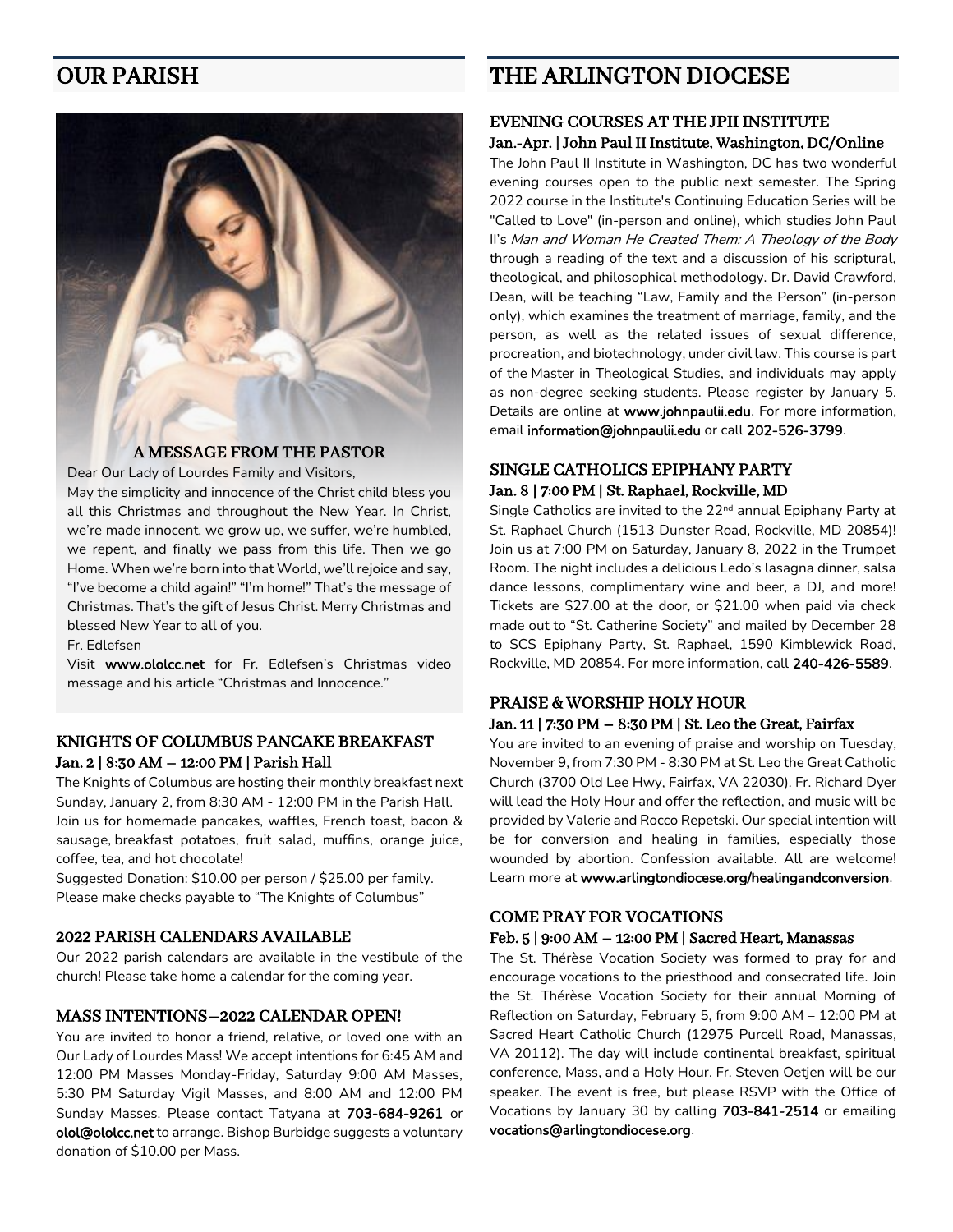# OUR PARISH

### A MESSAGE FROM THE PASTOR

Dear Our Lady of Lourdes Family and Visitors,

May the simplicity and innocence of the Christ child bless you all this Christmas and throughout the New Year. In Christ, we're made innocent, we grow up, we suffer, we're humbled, we repent, and finally we pass from this life. Then we go Home. When we're born into that World, we'll rejoice and say, "I've become a child again!" "I'm home!" That's the message of Christmas. That's the gift of Jesus Christ. Merry Christmas and blessed New Year to all of you.

Fr. Edlefsen

Visit **www.ololcc.net** for Fr. Edlefsen's Christmas video message and his article "Christmas and Innocence."

### KNIGHTS OF COLUMBUS PANCAKE BREAKFAST

**Jan. 2 | 8:30 AM – 12:00 PM | Parish Hall**

The Knights of Columbus are hosting their monthly breakfast next Sunday, January 2, from 8:30 AM - 12:00 PM in the Parish Hall. Join us for homemade pancakes, waffles, French toast, bacon & sausage, breakfast potatoes, fruit salad, muffins, orange juice, coffee, tea, and hot chocolate!

Suggested Donation: $10.00 per person / $25.00 per family. Please make checks payable to "The Knights of Columbus"

### 2022 PARISH CALENDARS AVAILABLE

Our 2022 parish calendars are available in the vestibule of the church! Please take home a calendar for the coming year.

### MASS INTENTIONS—2022 CALENDAR OPEN!

You are invited to honor a friend, relative, or loved one with an Our Lady of Lourdes Mass! We accept intentions for 6:45 AM and 12:00 PM Masses Monday-Friday, Saturday 9:00 AM Masses, 5:30 PM Saturday Vigil Masses, and 8:00 AM and 12:00 PM Sunday Masses. Please contact Tatyana at **703-684-9261** or **olol@ololcc.net** to arrange. Bishop Burbidge suggests a voluntary donation of $10.00 per Mass.

# THE ARLINGTON DIOCESE

### EVENING COURSES AT THE JPII INSTITUTE

**Jan.-Apr. | John Paul II Institute, Washington, DC/Online**

The John Paul II Institute in Washington, DC has two wonderful evening courses open to the public next semester. The Spring 2022 course in the Institute's Continuing Education Series will be "Called to Love" (in-person and online), which studies John Paul II's *Man and Woman He Created Them: A Theology of the Body* through a reading of the text and a discussion of his scriptural, theological, and philosophical methodology. Dr. David Crawford, Dean, will be teaching "Law, Family and the Person" (in-person only), which examines the treatment of marriage, family, and the person, as well as the related issues of sexual difference, procreation, and biotechnology, under civil law. This course is part of the Master in Theological Studies, and individuals may apply as non-degree seeking students. Please register by January 5. Details are online at **www.johnpaulii.edu**. For more information, email **information@johnpaulii.edu** or call **202-526-3799**.

### SINGLE CATHOLICS EPIPHANY PARTY

**Jan. 8 | 7:00 PM | St. Raphael, Rockville, MD**

Single Catholics are invited to the 22nd annual Epiphany Party at St. Raphael Church (1513 Dunster Road, Rockville, MD 20854)! Join us at 7:00 PM on Saturday, January 8, 2022 in the Trumpet Room. The night includes a delicious Ledo's lasagna dinner, salsa dance lessons, complimentary wine and beer, a DJ, and more! Tickets are $27.00 at the door, or $21.00 when paid via check made out to "St. Catherine Society" and mailed by December 28 to SCS Epiphany Party, St. Raphael, 1590 Kimblewick Road, Rockville, MD 20854. For more information, call **240-426-5589**.

### PRAISE & WORSHIP HOLY HOUR

**Jan. 11 | 7:30 PM – 8:30 PM | St. Leo the Great, Fairfax**

You are invited to an evening of praise and worship on Tuesday, November 9, from 7:30 PM - 8:30 PM at St. Leo the Great Catholic Church (3700 Old Lee Hwy, Fairfax, VA 22030). Fr. Richard Dyer will lead the Holy Hour and offer the reflection, and music will be provided by Valerie and Rocco Repetski. Our special intention will be for conversion and healing in families, especially those wounded by abortion. Confession available. All are welcome! Learn more at **www.arlingtondiocese.org/healingandconversion**.

### COME PRAY FOR VOCATIONS

**Feb. 5 | 9:00 AM – 12:00 PM | Sacred Heart, Manassas**

The St. Thérèse Vocation Society was formed to pray for and encourage vocations to the priesthood and consecrated life. Join the St. Thérèse Vocation Society for their annual Morning of Reflection on Saturday, February 5, from 9:00 AM – 12:00 PM at Sacred Heart Catholic Church (12975 Purcell Road, Manassas, VA 20112). The day will include continental breakfast, spiritual conference, Mass, and a Holy Hour. Fr. Steven Oetjen will be our speaker. The event is free, but please RSVP with the Office of Vocations by January 30 by calling **703-841-2514** or emailing **vocations@arlingtondiocese.org**.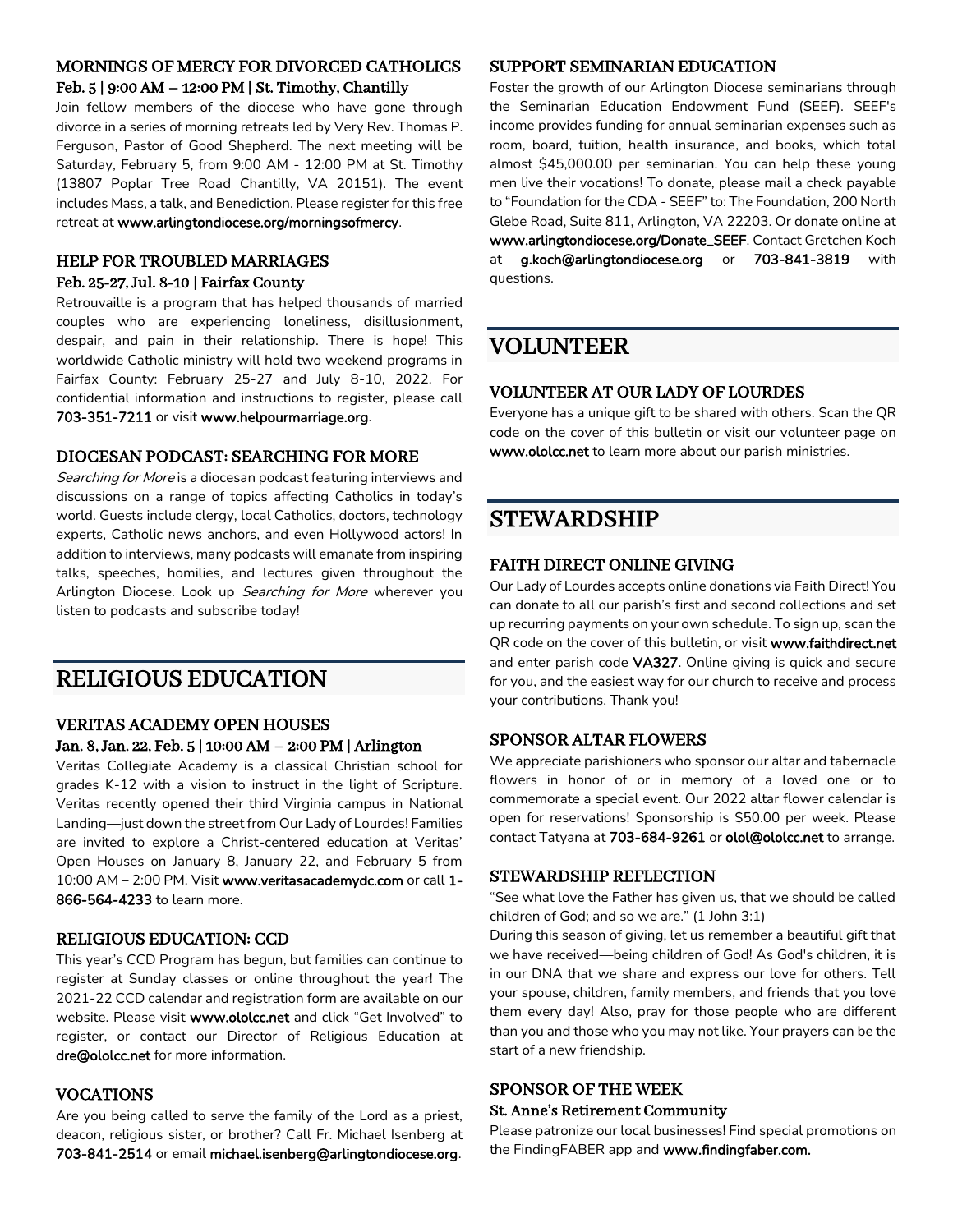### MORNINGS OF MERCY FOR DIVORCED CATHOLICS

**Feb. 5 | 9:00 AM – 12:00 PM | St. Timothy, Chantilly**

Join fellow members of the diocese who have gone through divorce in a series of morning retreats led by Very Rev. Thomas P. Ferguson, Pastor of Good Shepherd. The next meeting will be Saturday, February 5, from 9:00 AM - 12:00 PM at St. Timothy (13807 Poplar Tree Road Chantilly, VA 20151). The event includes Mass, a talk, and Benediction. Please register for this free retreat at **www.arlingtondiocese.org/morningsofmercy**.

### HELP FOR TROUBLED MARRIAGES

**Feb. 25-27, Jul. 8-10 | Fairfax County**

Retrouvaille is a program that has helped thousands of married couples who are experiencing loneliness, disillusionment, despair, and pain in their relationship. There is hope! This worldwide Catholic ministry will hold two weekend programs in Fairfax County: February 25-27 and July 8-10, 2022. For confidential information and instructions to register, please call **703-351-7211** or visit **www.helpourmarriage.org**.

### DIOCESAN PODCAST: SEARCHING FOR MORE

*Searching for More* is a diocesan podcast featuring interviews and discussions on a range of topics affecting Catholics in today's world. Guests include clergy, local Catholics, doctors, technology experts, Catholic news anchors, and even Hollywood actors! In addition to interviews, many podcasts will emanate from inspiring talks, speeches, homilies, and lectures given throughout the Arlington Diocese. Look up *Searching for More* wherever you listen to podcasts and subscribe today!

## RELIGIOUS EDUCATION

### VERITAS ACADEMY OPEN HOUSES

**Jan. 8, Jan. 22, Feb. 5 | 10:00 AM – 2:00 PM | Arlington**

Veritas Collegiate Academy is a classical Christian school for grades K-12 with a vision to instruct in the light of Scripture. Veritas recently opened their third Virginia campus in National Landing—just down the street from Our Lady of Lourdes! Families are invited to explore a Christ-centered education at Veritas' Open Houses on January 8, January 22, and February 5 from 10:00 AM – 2:00 PM. Visit **www.veritasacademydc.com** or call **1-866-564-4233** to learn more.

### RELIGIOUS EDUCATION: CCD

This year's CCD Program has begun, but families can continue to register at Sunday classes or online throughout the year! The 2021-22 CCD calendar and registration form are available on our website. Please visit **www.ololcc.net** and click "Get Involved" to register, or contact our Director of Religious Education at **dre@ololcc.net** for more information.

### VOCATIONS

Are you being called to serve the family of the Lord as a priest, deacon, religious sister, or brother? Call Fr. Michael Isenberg at **703-841-2514** or email **michael.isenberg@arlingtondiocese.org**.

### SUPPORT SEMINARIAN EDUCATION

Foster the growth of our Arlington Diocese seminarians through the Seminarian Education Endowment Fund (SEEF). SEEF's income provides funding for annual seminarian expenses such as room, board, tuition, health insurance, and books, which total almost $45,000.00 per seminarian. You can help these young men live their vocations! To donate, please mail a check payable to "Foundation for the CDA - SEEF" to: The Foundation, 200 North Glebe Road, Suite 811, Arlington, VA 22203. Or donate online at **www.arlingtondiocese.org/Donate_SEEF**. Contact Gretchen Koch at **g.koch@arlingtondiocese.org** or **703-841-3819** with questions.

## VOLUNTEER

### VOLUNTEER AT OUR LADY OF LOURDES

Everyone has a unique gift to be shared with others. Scan the QR code on the cover of this bulletin or visit our volunteer page on **www.ololcc.net** to learn more about our parish ministries.

## STEWARDSHIP

### FAITH DIRECT ONLINE GIVING

Our Lady of Lourdes accepts online donations via Faith Direct! You can donate to all our parish's first and second collections and set up recurring payments on your own schedule. To sign up, scan the QR code on the cover of this bulletin, or visit **www.faithdirect.net** and enter parish code **VA327**. Online giving is quick and secure for you, and the easiest way for our church to receive and process your contributions. Thank you!

### SPONSOR ALTAR FLOWERS

We appreciate parishioners who sponsor our altar and tabernacle flowers in honor of or in memory of a loved one or to commemorate a special event. Our 2022 altar flower calendar is open for reservations! Sponsorship is $50.00 per week. Please contact Tatyana at **703-684-9261** or **olol@ololcc.net** to arrange.

### STEWARDSHIP REFLECTION

"See what love the Father has given us, that we should be called children of God; and so we are." (1 John 3:1)

During this season of giving, let us remember a beautiful gift that we have received—being children of God! As God's children, it is in our DNA that we share and express our love for others. Tell your spouse, children, family members, and friends that you love them every day! Also, pray for those people who are different than you and those who you may not like. Your prayers can be the start of a new friendship.

### SPONSOR OF THE WEEK

**St. Anne's Retirement Community**

Please patronize our local businesses! Find special promotions on the FindingFABER app and **www.findingfaber.com.**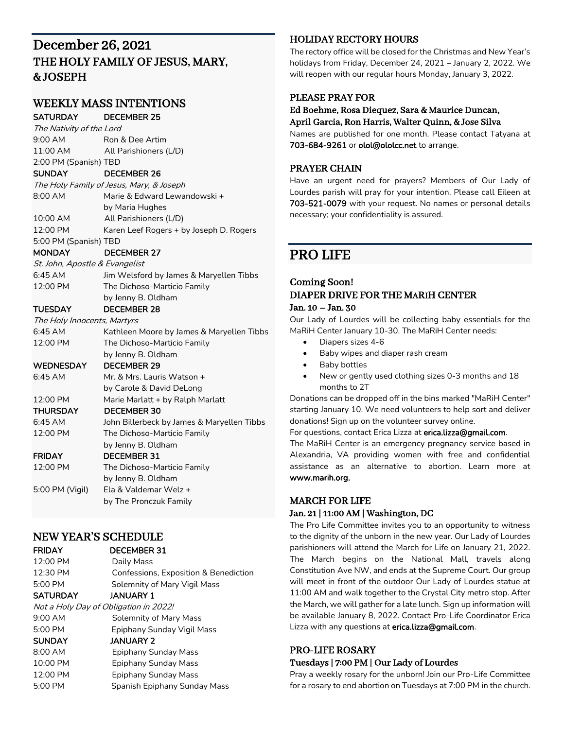## December 26, 2021

### THE HOLY FAMILY OF JESUS, MARY, & JOSEPH

### WEEKLY MASS INTENTIONS

**SATURDAY** **DECEMBER 25**

*The Nativity of the Lord*

9:00 AM Ron & Dee Artim

11:00 AM All Parishioners (L/D)

2:00 PM (Spanish) TBD

**SUNDAY** **DECEMBER 26**

*The Holy Family of Jesus, Mary, & Joseph*

8:00 AM Marie & Edward Lewandowski + by Maria Hughes

10:00 AM All Parishioners (L/D)

12:00 PM Karen Leef Rogers + by Joseph D. Rogers

5:00 PM (Spanish) TBD

**MONDAY** **DECEMBER 27**

*St. John, Apostle & Evangelist*

6:45 AM Jim Welsford by James & Maryellen Tibbs

12:00 PM The Dichoso-Marticio Family by Jenny B. Oldham

**TUESDAY** **DECEMBER 28**

*The Holy Innocents, Martyrs*

6:45 AM Kathleen Moore by James & Maryellen Tibbs

12:00 PM The Dichoso-Marticio Family by Jenny B. Oldham

**WEDNESDAY** **DECEMBER 29**

6:45 AM Mr. & Mrs. Lauris Watson + by Carole & David DeLong

12:00 PM Marie Marlatt + by Ralph Marlatt

**THURSDAY** **DECEMBER 30**

6:45 AM John Billerbeck by James & Maryellen Tibbs

12:00 PM The Dichoso-Marticio Family by Jenny B. Oldham

**FRIDAY** **DECEMBER 31**

12:00 PM The Dichoso-Marticio Family by Jenny B. Oldham

5:00 PM (Vigil) Ela & Valdemar Welz + by The Pronczuk Family

### NEW YEAR'S SCHEDULE

**FRIDAY** **DECEMBER 31**

12:00 PM Daily Mass

12:30 PM Confessions, Exposition & Benediction

5:00 PM Solemnity of Mary Vigil Mass

**SATURDAY** **JANUARY 1**

*Not a Holy Day of Obligation in 2022!*

9:00 AM Solemnity of Mary Mass

5:00 PM Epiphany Sunday Vigil Mass

**SUNDAY** **JANUARY 2**

8:00 AM Epiphany Sunday Mass

10:00 PM Epiphany Sunday Mass

12:00 PM Epiphany Sunday Mass

5:00 PM Spanish Epiphany Sunday Mass

### HOLIDAY RECTORY HOURS

The rectory office will be closed for the Christmas and New Year's holidays from Friday, December 24, 2021 – January 2, 2022. We will reopen with our regular hours Monday, January 3, 2022.

### PLEASE PRAY FOR

**Ed Boehme, Rosa Diequez, Sara & Maurice Duncan, April Garcia, Ron Harris, Walter Quinn, & Jose Silva**

Names are published for one month. Please contact Tatyana at **703-684-9261** or **olol@ololcc.net** to arrange.

### PRAYER CHAIN

Have an urgent need for prayers? Members of Our Lady of Lourdes parish will pray for your intention. Please call Eileen at **703-521-0079** with your request. No names or personal details necessary; your confidentiality is assured.

## PRO LIFE

### Coming Soon!

### DIAPER DRIVE FOR THE MARIH CENTER

**Jan. 10 – Jan. 30**

Our Lady of Lourdes will be collecting baby essentials for the MaRiH Center January 10-30. The MaRiH Center needs:

- Diapers sizes 4-6
- Baby wipes and diaper rash cream
- Baby bottles
- New or gently used clothing sizes 0-3 months and 18 months to 2T

Donations can be dropped off in the bins marked "MaRiH Center" starting January 10. We need volunteers to help sort and deliver donations! Sign up on the volunteer survey online.

For questions, contact Erica Lizza at **erica.lizza@gmail.com**.

The MaRiH Center is an emergency pregnancy service based in Alexandria, VA providing women with free and confidential assistance as an alternative to abortion. Learn more at **www.marih.org.**

### MARCH FOR LIFE

**Jan. 21 | 11:00 AM | Washington, DC**

The Pro Life Committee invites you to an opportunity to witness to the dignity of the unborn in the new year. Our Lady of Lourdes parishioners will attend the March for Life on January 21, 2022. The March begins on the National Mall, travels along Constitution Ave NW, and ends at the Supreme Court. Our group will meet in front of the outdoor Our Lady of Lourdes statue at 11:00 AM and walk together to the Crystal City metro stop. After the March, we will gather for a late lunch. Sign up information will be available January 8, 2022. Contact Pro-Life Coordinator Erica Lizza with any questions at **erica.lizza@gmail.com**.

### PRO-LIFE ROSARY

**Tuesdays | 7:00 PM | Our Lady of Lourdes**

Pray a weekly rosary for the unborn! Join our Pro-Life Committee for a rosary to end abortion on Tuesdays at 7:00 PM in the church.